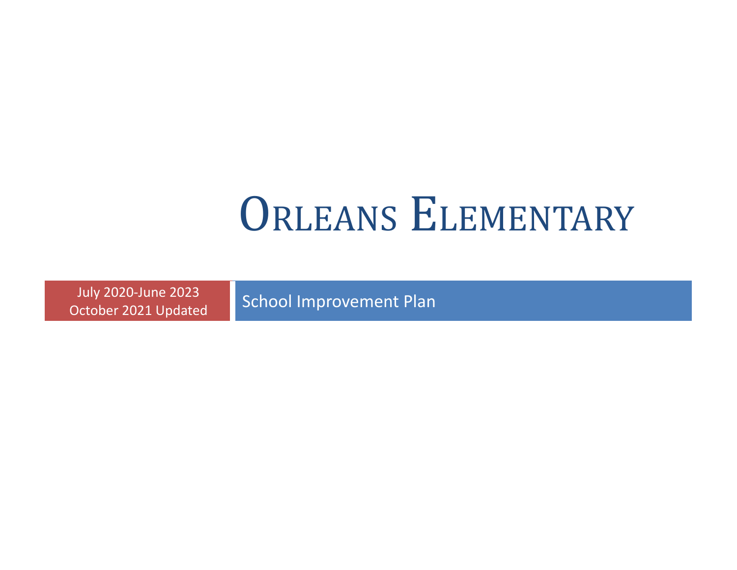# Orleans Elementary

July 2020-June 2023
October 2021 Updated

School Improvement Plan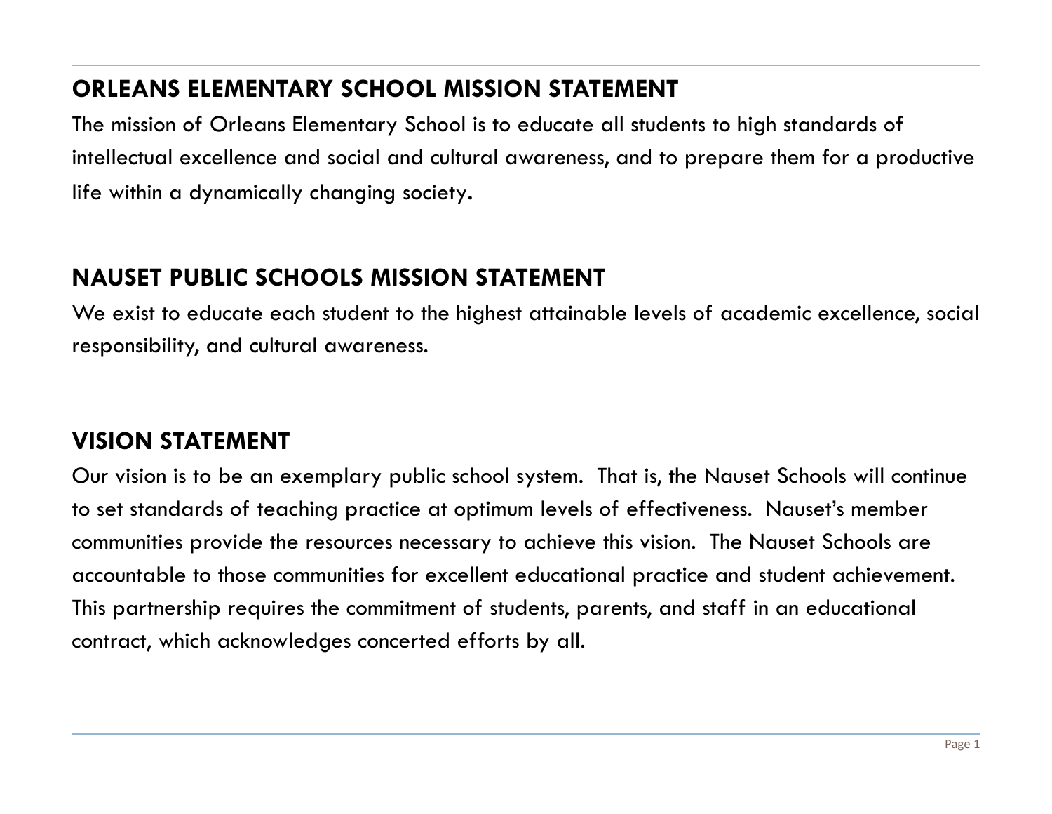## ORLEANS ELEMENTARY SCHOOL MISSION STATEMENT

The mission of Orleans Elementary School is to educate all students to high standards of intellectual excellence and social and cultural awareness, and to prepare them for a productive life within a dynamically changing society.

## NAUSET PUBLIC SCHOOLS MISSION STATEMENT

We exist to educate each student to the highest attainable levels of academic excellence, social responsibility, and cultural awareness.

## VISION STATEMENT

Our vision is to be an exemplary public school system. That is, the Nauset Schools will continue to set standards of teaching practice at optimum levels of effectiveness. Nauset's member communities provide the resources necessary to achieve this vision. The Nauset Schools are accountable to those communities for excellent educational practice and student achievement. This partnership requires the commitment of students, parents, and staff in an educational contract, which acknowledges concerted efforts by all.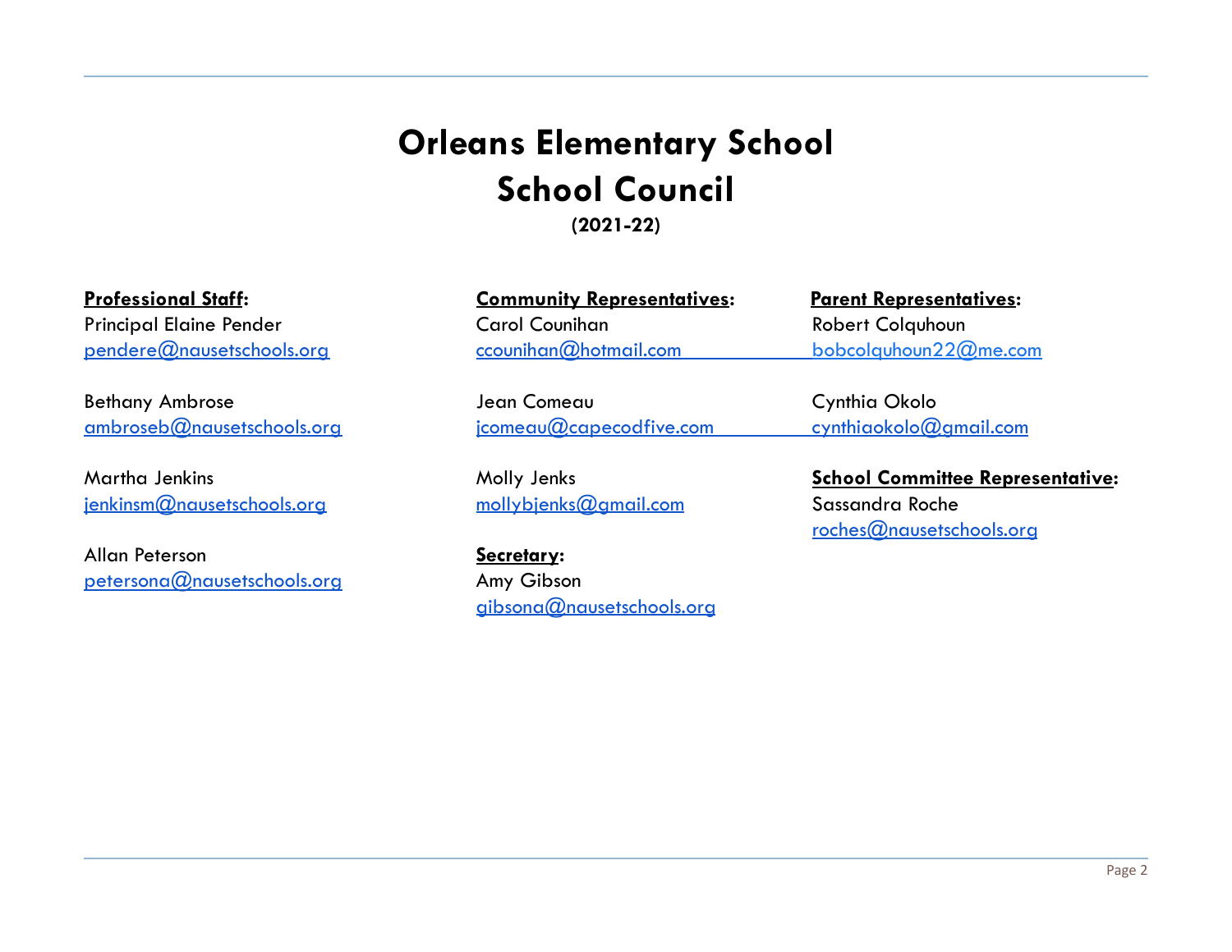# Orleans Elementary School
# School Council

**(2021-22)**

**Professional Staff:**

Principal Elaine Pender
pendere@nausetschools.org

Bethany Ambrose
ambroseb@nausetschools.org

Martha Jenkins
jenkinsm@nausetschools.org

Allan Peterson
petersona@nausetschools.org

**Community Representatives:**

Carol Counihan
ccounihan@hotmail.com

Jean Comeau
jcomeau@capecodfive.com

Molly Jenks
mollybjenks@gmail.com

**Secretary:**

Amy Gibson
gibsona@nausetschools.org

**Parent Representatives:**

Robert Colquhoun
bobcolquhoun22@me.com

Cynthia Okolo
cynthiaokolo@gmail.com

**School Committee Representative:**

Sassandra Roche
roches@nausetschools.org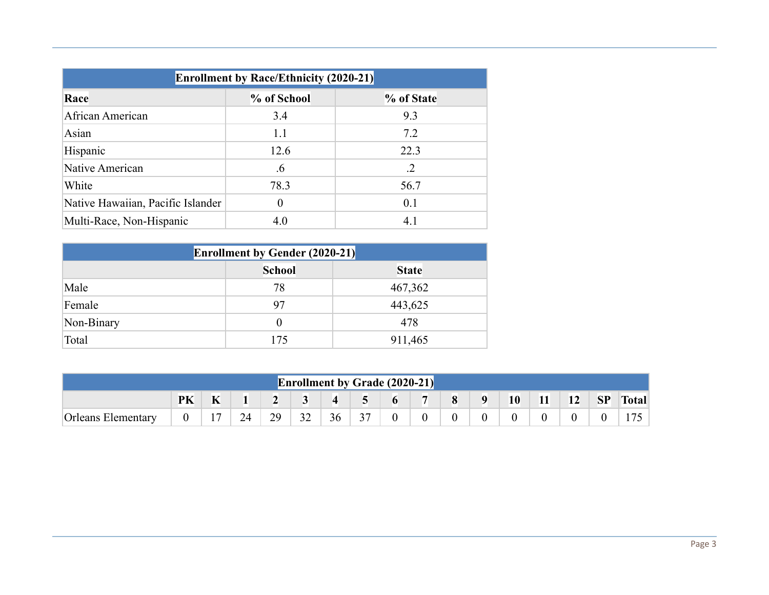| Enrollment by Race/Ethnicity (2020-21) | | |
|---|---|---|
| **Race** | **% of School** | **% of State** |
| African American | 3.4 | 9.3 |
| Asian | 1.1 | 7.2 |
| Hispanic | 12.6 | 22.3 |
| Native American | .6 | .2 |
| White | 78.3 | 56.7 |
| Native Hawaiian, Pacific Islander | 0 | 0.1 |
| Multi-Race, Non-Hispanic | 4.0 | 4.1 |

| Enrollment by Gender (2020-21) | | |
|---|---|---|
| | **School** | **State** |
| Male | 78 | 467,362 |
| Female | 97 | 443,625 |
| Non-Binary | 0 | 478 |
| Total | 175 | 911,465 |

| Enrollment by Grade (2020-21) | | | | | | | | | | | | | | | | |
|---|---|---|---|---|---|---|---|---|---|---|---|---|---|---|---|---|
| | **PK** | **K** | **1** | **2** | **3** | **4** | **5** | **6** | **7** | **8** | **9** | **10** | **11** | **12** | **SP** | **Total** |
| Orleans Elementary | 0 | 17 | 24 | 29 | 32 | 36 | 37 | 0 | 0 | 0 | 0 | 0 | 0 | 0 | 0 | 175 |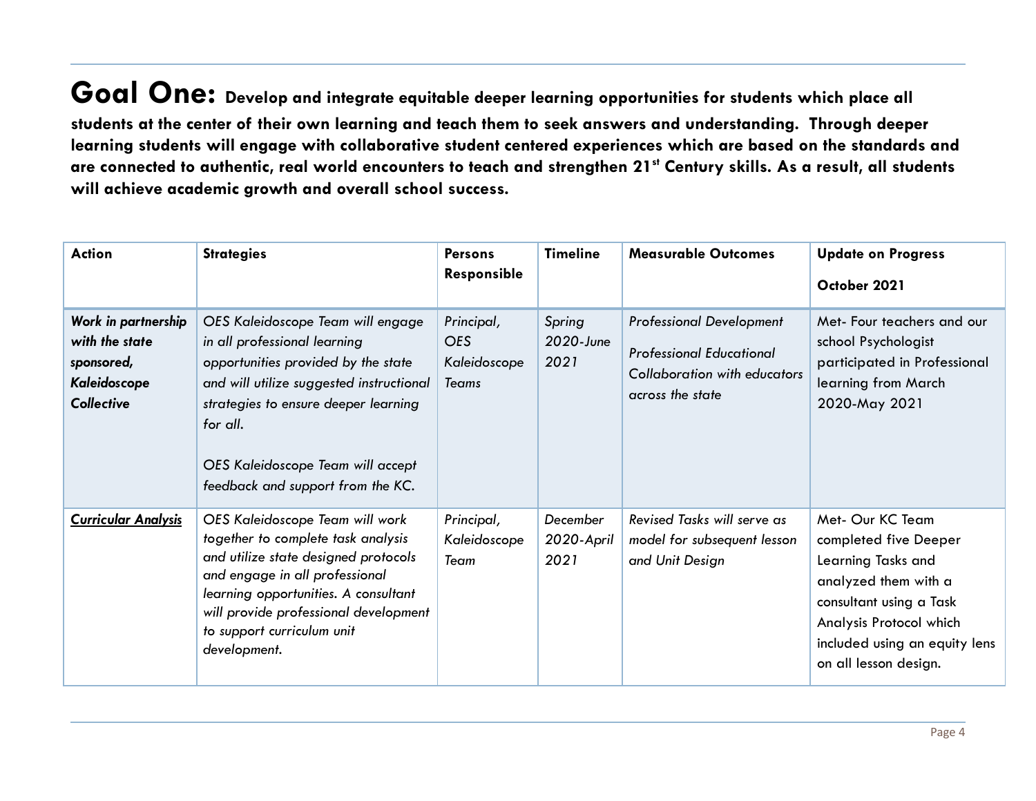# Goal One: Develop and integrate equitable deeper learning opportunities for students which place all students at the center of their own learning and teach them to seek answers and understanding. Through deeper learning students will engage with collaborative student centered experiences which are based on the standards and are connected to authentic, real world encounters to teach and strengthen 21st Century skills. As a result, all students will achieve academic growth and overall school success.

| Action | Strategies | Persons Responsible | Timeline | Measurable Outcomes | Update on Progress October 2021 |
|---|---|---|---|---|---|
| ***Work in partnership with the state sponsored, Kaleidoscope Collective*** | *OES Kaleidoscope Team will engage in all professional learning opportunities provided by the state and will utilize suggested instructional strategies to ensure deeper learning for all.*<br><br>*OES Kaleidoscope Team will accept feedback and support from the KC.* | *Principal, OES Kaleidoscope Teams* | *Spring 2020-June 2021* | *Professional Development*<br><br>*Professional Educational Collaboration with educators across the state* | Met- Four teachers and our school Psychologist participated in Professional learning from March 2020-May 2021 |
| ***Curricular Analysis*** | *OES Kaleidoscope Team will work together to complete task analysis and utilize state designed protocols and engage in all professional learning opportunities. A consultant will provide professional development to support curriculum unit development.* | *Principal, Kaleidoscope Team* | *December 2020-April 2021* | *Revised Tasks will serve as model for subsequent lesson and Unit Design* | Met- Our KC Team completed five Deeper Learning Tasks and analyzed them with a consultant using a Task Analysis Protocol which included using an equity lens on all lesson design. |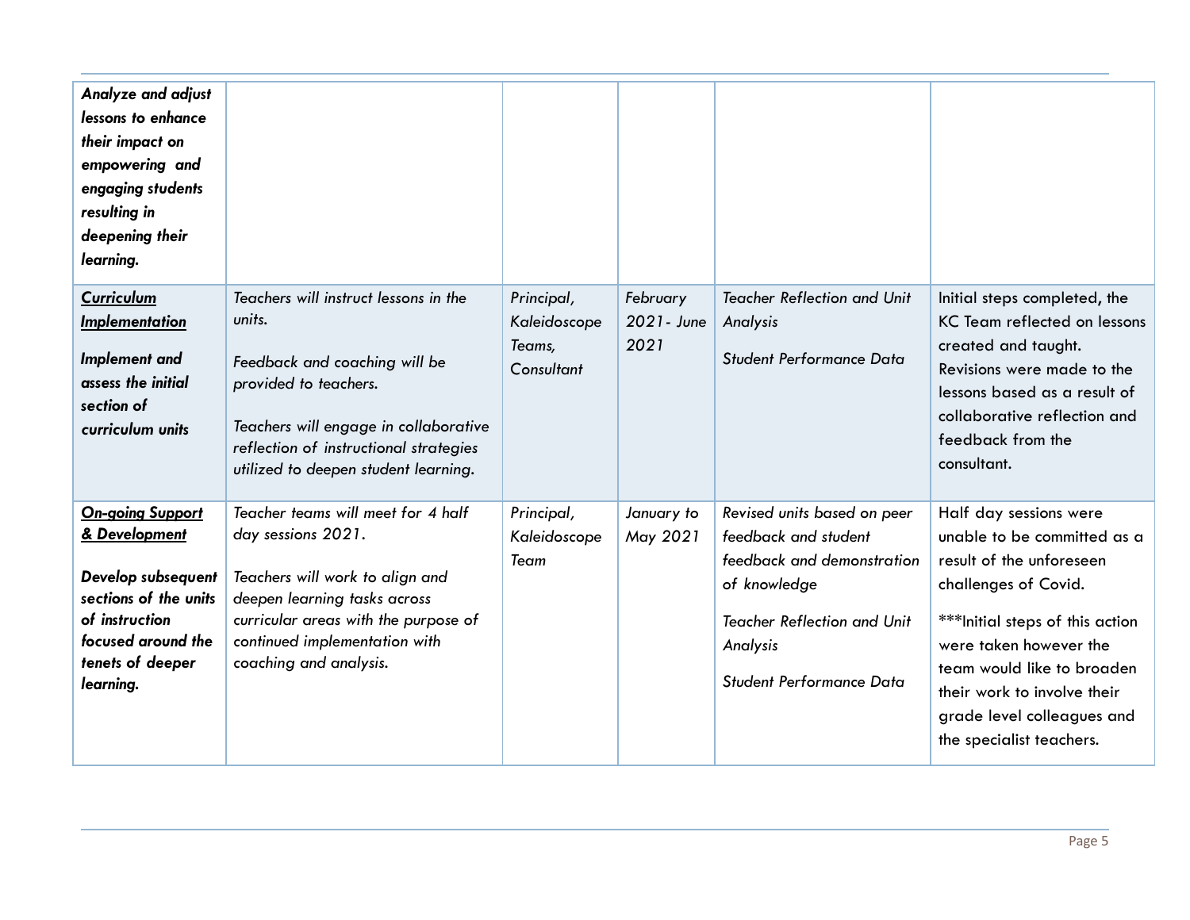| | | | | | |
|---|---|---|---|---|---|
| ***Analyze and adjust lessons to enhance their impact on empowering and engaging students resulting in deepening their learning.*** | | | | | |
| ***<u>Curriculum Implementation</u>*** <br><br> ***Implement and assess the initial section of curriculum units*** | *Teachers will instruct lessons in the units.* <br><br> *Feedback and coaching will be provided to teachers.* <br><br> *Teachers will engage in collaborative reflection of instructional strategies utilized to deepen student learning.* | *Principal, Kaleidoscope Teams, Consultant* | *February 2021- June 2021* | *Teacher Reflection and Unit Analysis* <br><br> *Student Performance Data* | Initial steps completed, the KC Team reflected on lessons created and taught. Revisions were made to the lessons based as a result of collaborative reflection and feedback from the consultant. |
| ***<u>On-going Support & Development</u>*** <br><br> ***Develop subsequent sections of the units of instruction focused around the tenets of deeper learning.*** | *Teacher teams will meet for 4 half day sessions 2021.* <br><br> *Teachers will work to align and deepen learning tasks across curricular areas with the purpose of continued implementation with coaching and analysis.* | *Principal, Kaleidoscope Team* | *January to May 2021* | *Revised units based on peer feedback and student feedback and demonstration of knowledge* <br><br> *Teacher Reflection and Unit Analysis* <br><br> *Student Performance Data* | Half day sessions were unable to be committed as a result of the unforeseen challenges of Covid. <br><br> ***Initial steps of this action were taken however the team would like to broaden their work to involve their grade level colleagues and the specialist teachers. |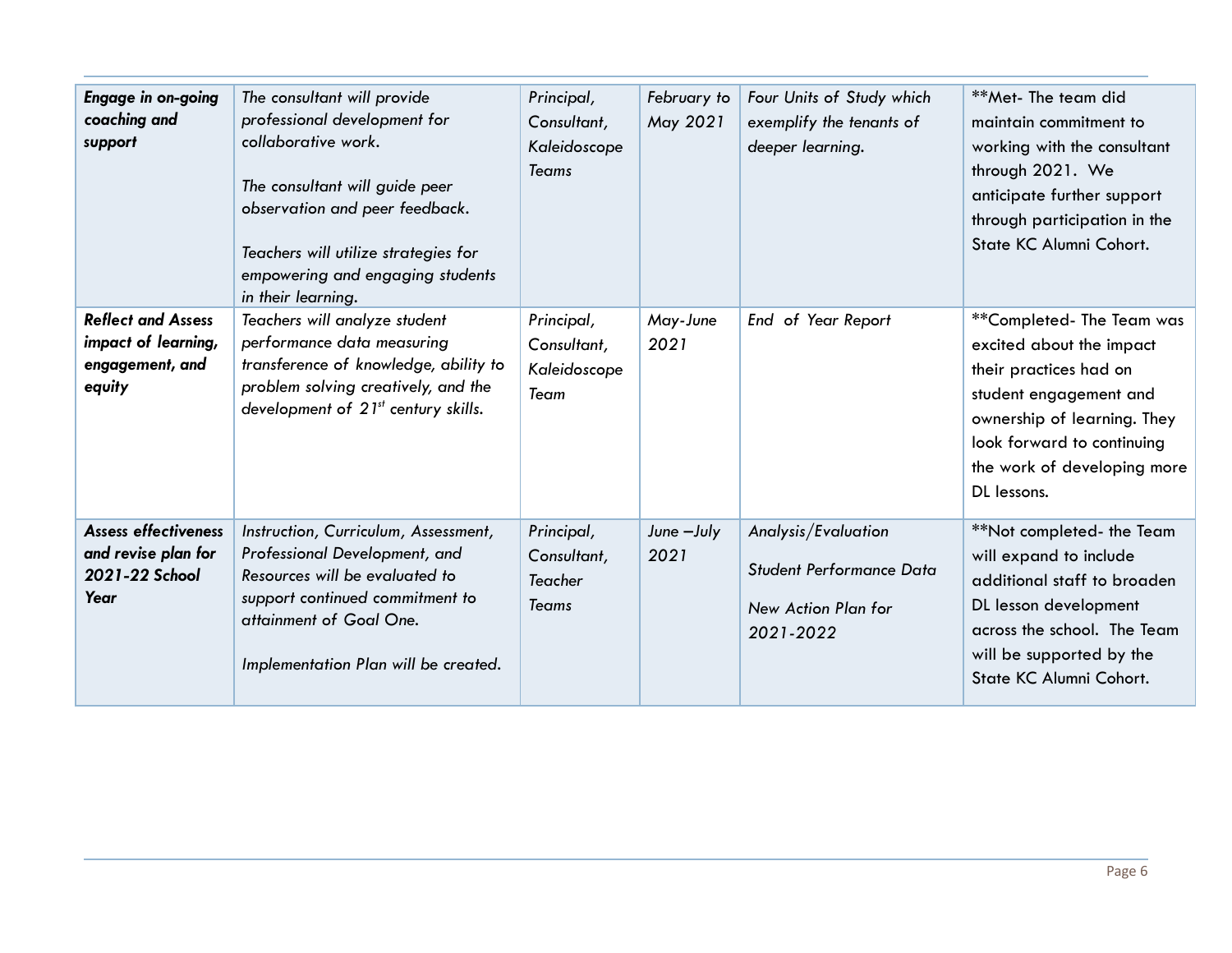| ***Engage in on-going coaching and support*** | *The consultant will provide professional development for collaborative work.*<br><br>*The consultant will guide peer observation and peer feedback.*<br><br>*Teachers will utilize strategies for empowering and engaging students in their learning.* | *Principal, Consultant, Kaleidoscope Teams* | *February to May 2021* | *Four Units of Study which exemplify the tenants of deeper learning.* | **Met- The team did maintain commitment to working with the consultant through 2021. We anticipate further support through participation in the State KC Alumni Cohort. |
|---|---|---|---|---|---|
| ***Reflect and Assess impact of learning, engagement, and equity*** | *Teachers will analyze student performance data measuring transference of knowledge, ability to problem solving creatively, and the development of 21st century skills.* | *Principal, Consultant, Kaleidoscope Team* | *May-June 2021* | *End of Year Report* | **Completed- The Team was excited about the impact their practices had on student engagement and ownership of learning. They look forward to continuing the work of developing more DL lessons. |
| ***Assess effectiveness and revise plan for 2021-22 School Year*** | *Instruction, Curriculum, Assessment, Professional Development, and Resources will be evaluated to support continued commitment to attainment of Goal One.*<br><br>*Implementation Plan will be created.* | *Principal, Consultant, Teacher Teams* | *June –July 2021* | *Analysis/Evaluation*<br><br>*Student Performance Data*<br><br>*New Action Plan for 2021-2022* | **Not completed- the Team will expand to include additional staff to broaden DL lesson development across the school. The Team will be supported by the State KC Alumni Cohort. |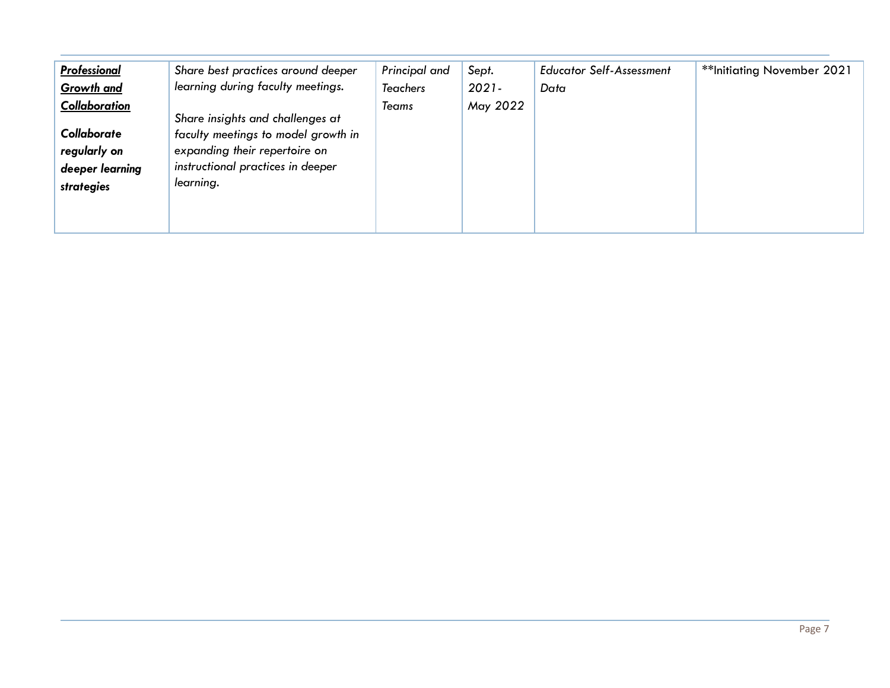| ***Professional Growth and Collaboration***<br><br>***Collaborate regularly on deeper learning strategies*** | *Share best practices around deeper learning during faculty meetings.*<br><br>*Share insights and challenges at faculty meetings to model growth in expanding their repertoire on instructional practices in deeper learning.* | *Principal and Teachers Teams* | *Sept. 2021- May 2022* | *Educator Self-Assessment Data* | **Initiating November 2021 |
|---|---|---|---|---|---|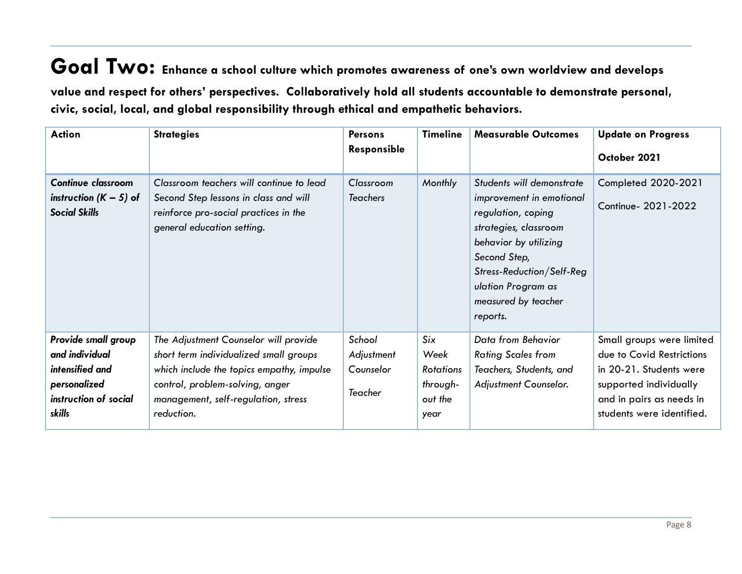# Goal Two: **Enhance a school culture which promotes awareness of one's own worldview and develops value and respect for others' perspectives. Collaboratively hold all students accountable to demonstrate personal, civic, social, local, and global responsibility through ethical and empathetic behaviors.**

| Action | Strategies | Persons Responsible | Timeline | Measurable Outcomes | Update on Progress October 2021 |
|---|---|---|---|---|---|
| ***Continue classroom instruction (K – 5) of Social Skills*** | *Classroom teachers will continue to lead Second Step lessons in class and will reinforce pro-social practices in the general education setting.* | *Classroom Teachers* | *Monthly* | *Students will demonstrate improvement in emotional regulation, coping strategies, classroom behavior by utilizing Second Step, Stress-Reduction/Self-Regulation Program as measured by teacher reports.* | Completed 2020-2021<br>Continue- 2021-2022 |
| ***Provide small group and individual intensified and personalized instruction of social skills*** | *The Adjustment Counselor will provide short term individualized small groups which include the topics empathy, impulse control, problem-solving, anger management, self-regulation, stress reduction.* | *School Adjustment Counselor*<br>*Teacher* | *Six Week Rotations through-out the year* | *Data from Behavior Rating Scales from Teachers, Students, and Adjustment Counselor.* | Small groups were limited due to Covid Restrictions in 20-21. Students were supported individually and in pairs as needs in students were identified. |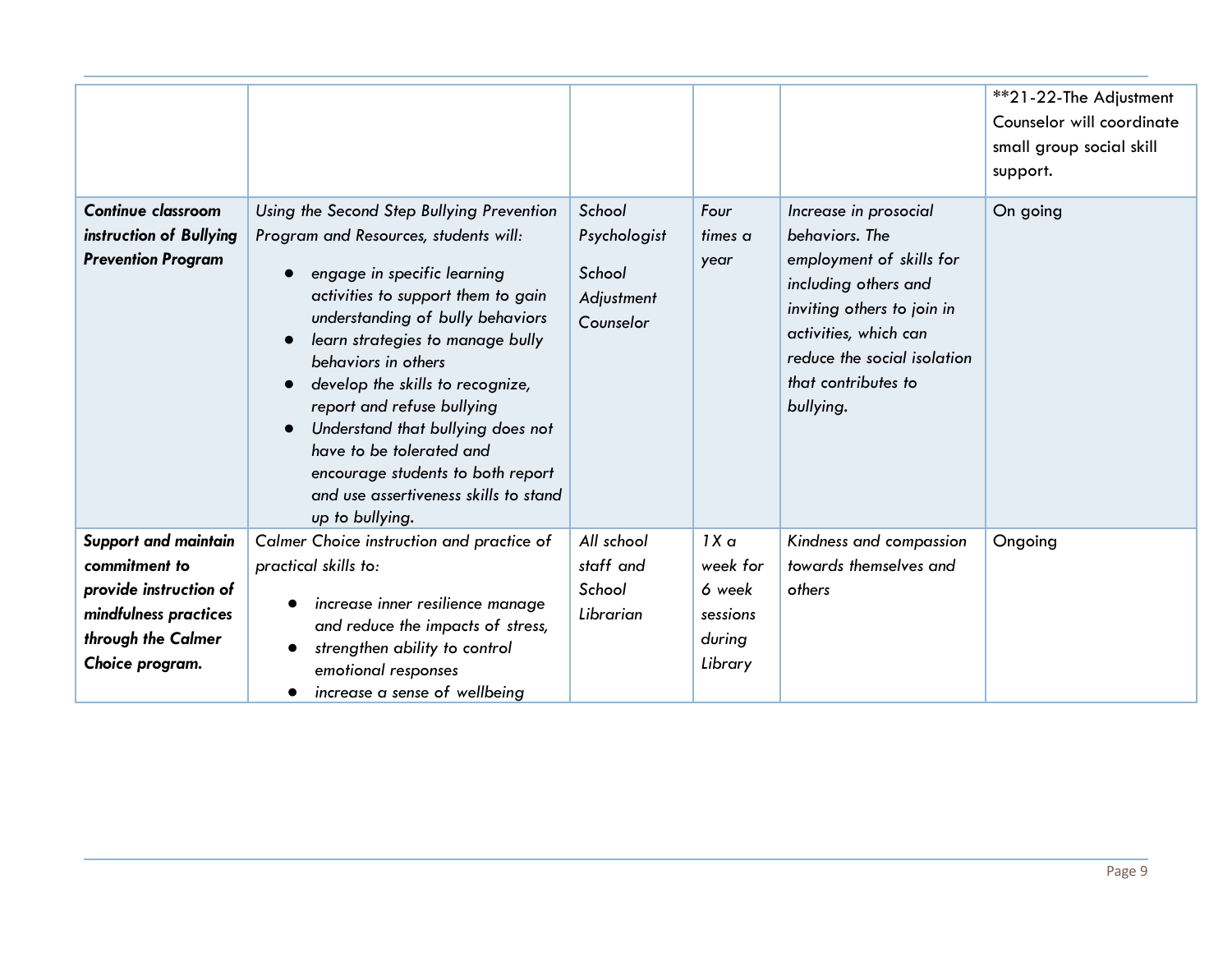| | | | | | |
|---|---|---|---|---|---|
| | | | | | **21-22-The Adjustment Counselor will coordinate small group social skill support. |
| ***Continue classroom instruction of Bullying Prevention Program*** | *Using the Second Step Bullying Prevention Program and Resources, students will:*<br>• *engage in specific learning activities to support them to gain understanding of bully behaviors*<br>• *learn strategies to manage bully behaviors in others*<br>• *develop the skills to recognize, report and refuse bullying*<br>• *Understand that bullying does not have to be tolerated and encourage students to both report and use assertiveness skills to stand up to bullying.* | *School Psychologist*<br><br>*School Adjustment Counselor* | *Four times a year* | *Increase in prosocial behaviors. The employment of skills for including others and inviting others to join in activities, which can reduce the social isolation that contributes to bullying.* | On going |
| ***Support and maintain commitment to provide instruction of mindfulness practices through the Calmer Choice program.*** | *Calmer Choice instruction and practice of practical skills to:*<br>• *increase inner resilience manage and reduce the impacts of stress,*<br>• *strengthen ability to control emotional responses*<br>• *increase a sense of wellbeing* | *All school staff and School Librarian* | *1X a week for 6 week sessions during Library* | *Kindness and compassion towards themselves and others* | Ongoing |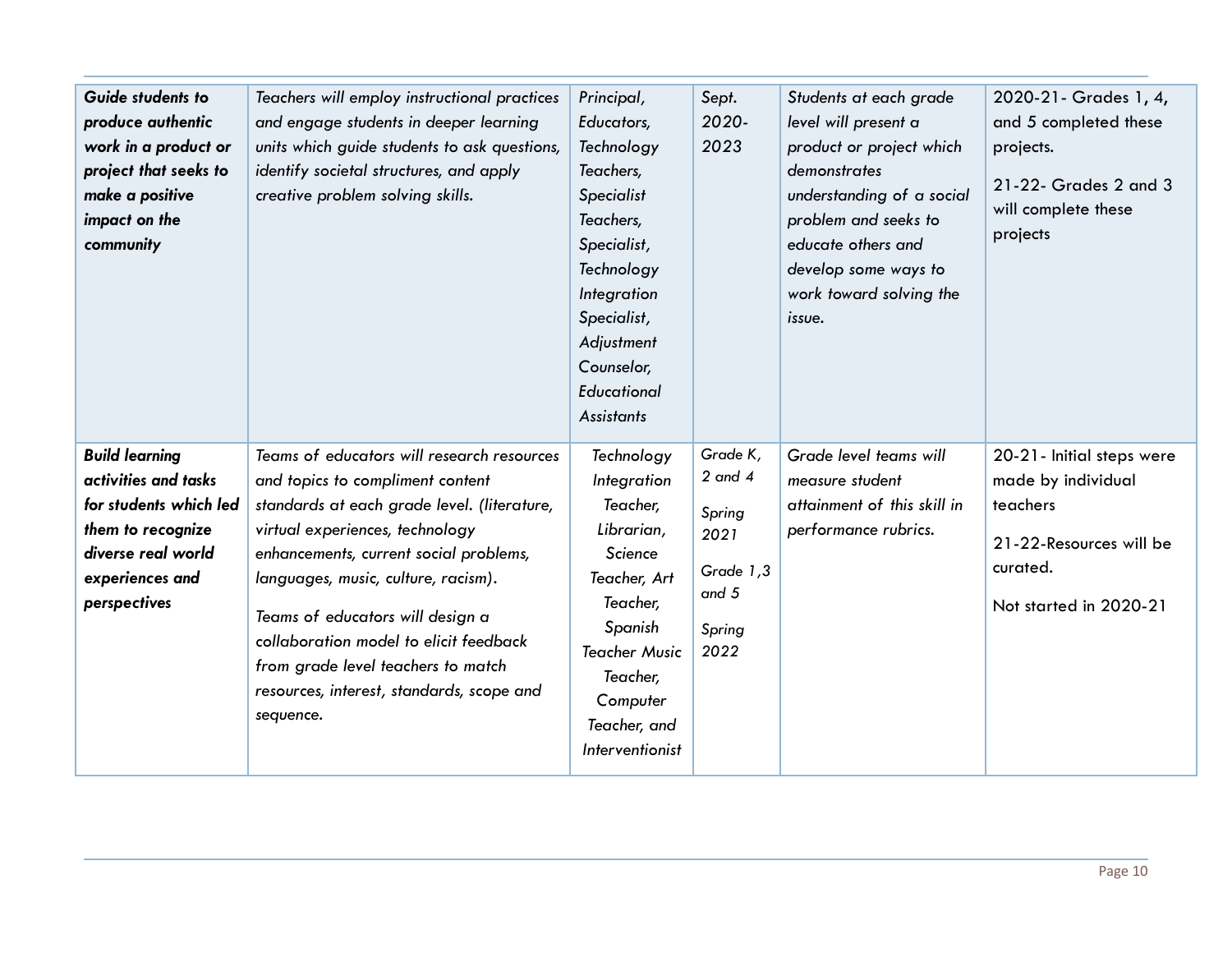| *Guide students to produce authentic work in a product or project that seeks to make a positive impact on the community* | *Teachers will employ instructional practices and engage students in deeper learning units which guide students to ask questions, identify societal structures, and apply creative problem solving skills.* | *Principal, Educators, Technology Teachers, Specialist Teachers, Specialist, Technology Integration Specialist, Adjustment Counselor, Educational Assistants* | *Sept. 2020-2023* | *Students at each grade level will present a product or project which demonstrates understanding of a social problem and seeks to educate others and develop some ways to work toward solving the issue.* | 2020-21- Grades 1, 4, and 5 completed these projects.<br><br>21-22- Grades 2 and 3 will complete these projects |
|---|---|---|---|---|---|
| *Build learning activities and tasks for students which led them to recognize diverse real world experiences and perspectives* | *Teams of educators will research resources and topics to compliment content standards at each grade level. (literature, virtual experiences, technology enhancements, current social problems, languages, music, culture, racism).*<br><br>*Teams of educators will design a collaboration model to elicit feedback from grade level teachers to match resources, interest, standards, scope and sequence.* | *Technology Integration Teacher, Librarian, Science Teacher, Art Teacher, Spanish Teacher Music Teacher, Computer Teacher, and Interventionist* | *Grade K, 2 and 4*<br><br>*Spring 2021*<br><br>*Grade 1,3 and 5*<br><br>*Spring 2022* | *Grade level teams will measure student attainment of this skill in performance rubrics.* | 20-21- Initial steps were made by individual teachers<br><br>21-22-Resources will be curated.<br><br>Not started in 2020-21 |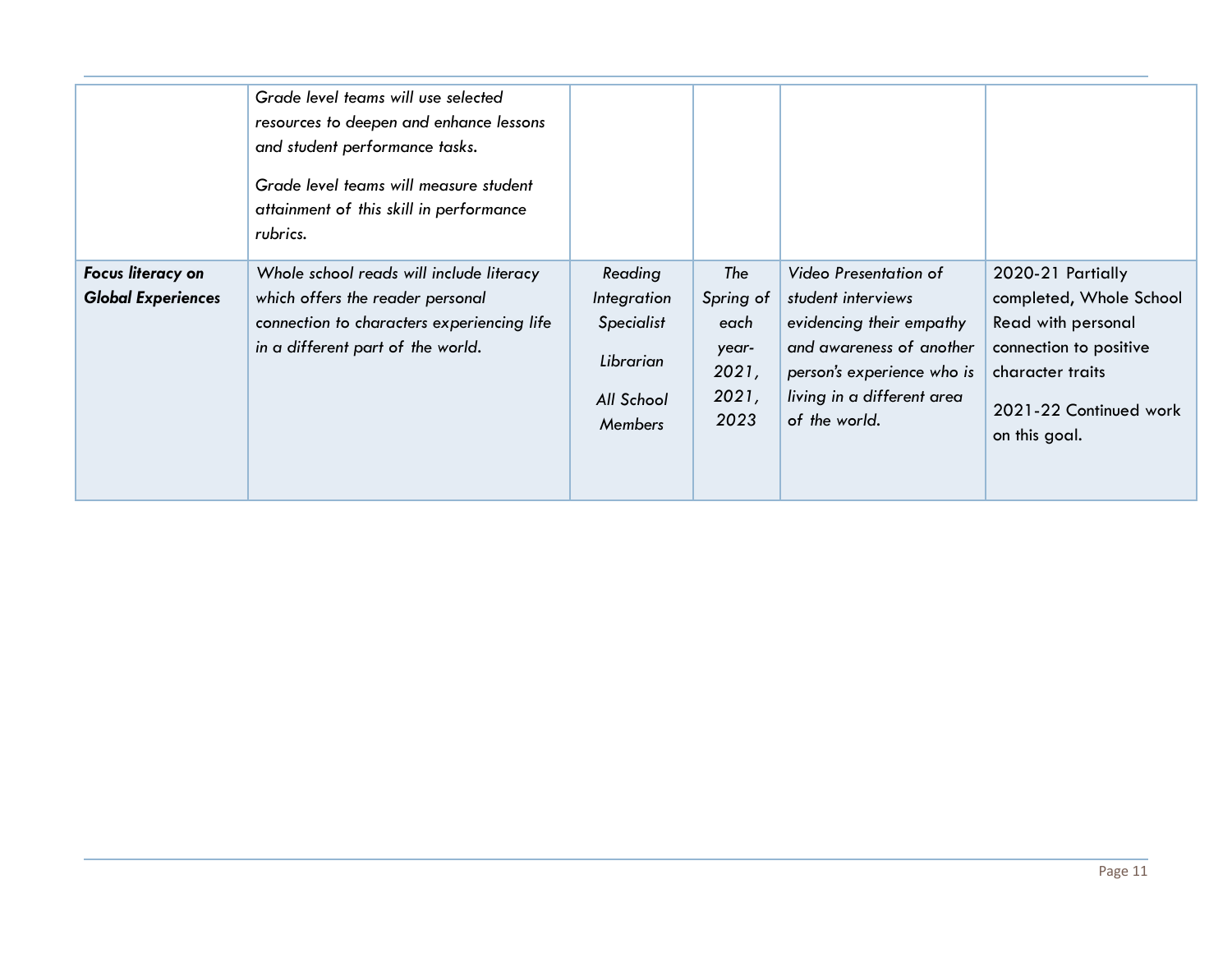| | | | | | |
|---|---|---|---|---|---|
| | *Grade level teams will use selected resources to deepen and enhance lessons and student performance tasks.*<br><br>*Grade level teams will measure student attainment of this skill in performance rubrics.* | | | | |
| ***Focus literacy on Global Experiences*** | *Whole school reads will include literacy which offers the reader personal connection to characters experiencing life in a different part of the world.* | *Reading Integration Specialist*<br><br>*Librarian*<br><br>*All School Members* | *The Spring of each year- 2021, 2021, 2023* | *Video Presentation of student interviews evidencing their empathy and awareness of another person's experience who is living in a different area of the world.* | 2020-21 Partially completed, Whole School Read with personal connection to positive character traits<br><br>2021-22 Continued work on this goal. |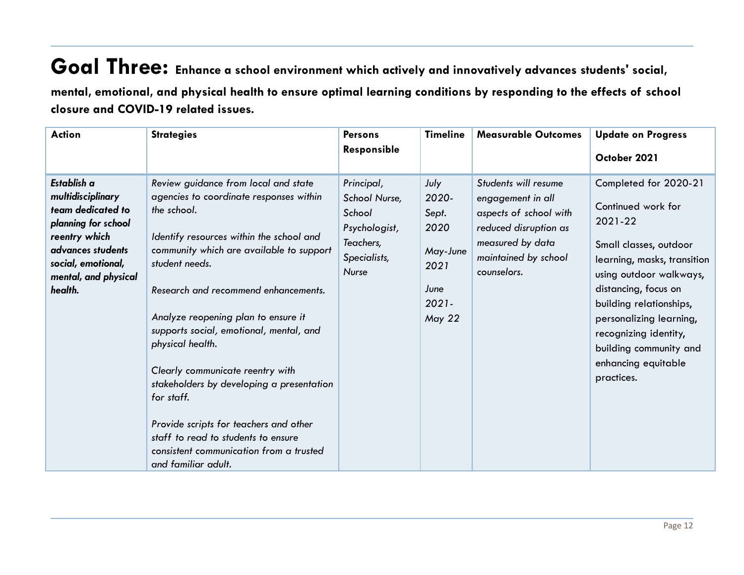# Goal Three: Enhance a school environment which actively and innovatively advances students' social, mental, emotional, and physical health to ensure optimal learning conditions by responding to the effects of school closure and COVID-19 related issues.

| Action | Strategies | Persons Responsible | Timeline | Measurable Outcomes | Update on Progress October 2021 |
|---|---|---|---|---|---|
| ***Establish a multidisciplinary team dedicated to planning for school reentry which advances students social, emotional, mental, and physical health.*** | *Review guidance from local and state agencies to coordinate responses within the school.*<br><br>*Identify resources within the school and community which are available to support student needs.*<br><br>*Research and recommend enhancements.*<br><br>*Analyze reopening plan to ensure it supports social, emotional, mental, and physical health.*<br><br>*Clearly communicate reentry with stakeholders by developing a presentation for staff.*<br><br>*Provide scripts for teachers and other staff to read to students to ensure consistent communication from a trusted and familiar adult.* | *Principal, School Nurse, School Psychologist, Teachers, Specialists, Nurse* | *July 2020-Sept. 2020*<br><br>*May-June 2021*<br><br>*June 2021-May 22* | *Students will resume engagement in all aspects of school with reduced disruption as measured by data maintained by school counselors.* | Completed for 2020-21<br><br>Continued work for 2021-22<br><br>Small classes, outdoor learning, masks, transition using outdoor walkways, distancing, focus on building relationships, personalizing learning, recognizing identity, building community and enhancing equitable practices. |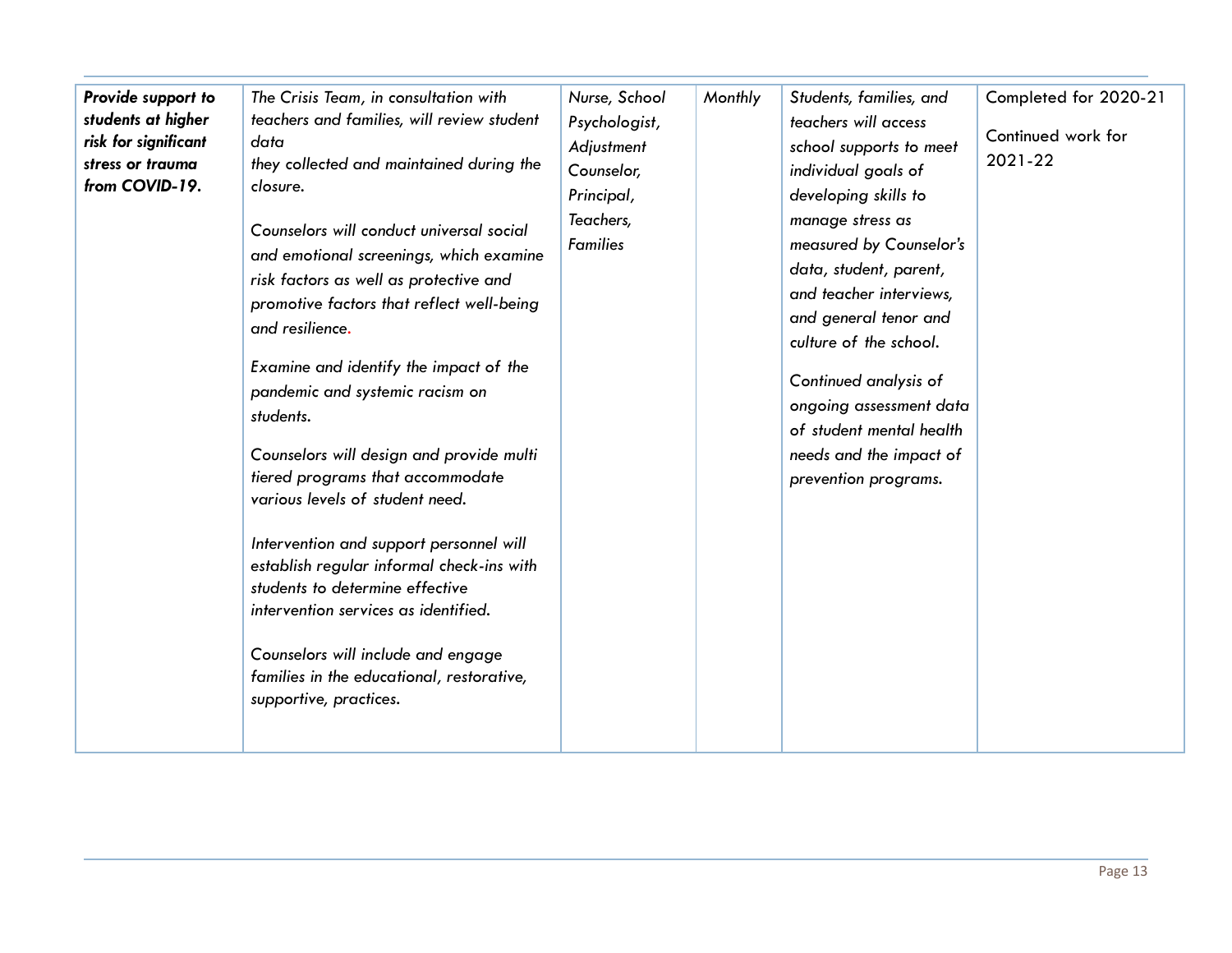| | | | | | |
|---|---|---|---|---|---|
| ***Provide support to students at higher risk for significant stress or trauma from COVID-19.*** | *The Crisis Team, in consultation with teachers and families, will review student data they collected and maintained during the closure.*<br><br>*Counselors will conduct universal social and emotional screenings, which examine risk factors as well as protective and promotive factors that reflect well-being and resilience.*<br><br>*Examine and identify the impact of the pandemic and systemic racism on students.*<br><br>*Counselors will design and provide multi tiered programs that accommodate various levels of student need.*<br><br>*Intervention and support personnel will establish regular informal check-ins with students to determine effective intervention services as identified.*<br><br>*Counselors will include and engage families in the educational, restorative, supportive, practices.* | *Nurse, School Psychologist, Adjustment Counselor, Principal, Teachers, Families* | *Monthly* | *Students, families, and teachers will access school supports to meet individual goals of developing skills to manage stress as measured by Counselor's data, student, parent, and teacher interviews, and general tenor and culture of the school.*<br><br>*Continued analysis of ongoing assessment data of student mental health needs and the impact of prevention programs.* | Completed for 2020-21<br><br>Continued work for 2021-22 |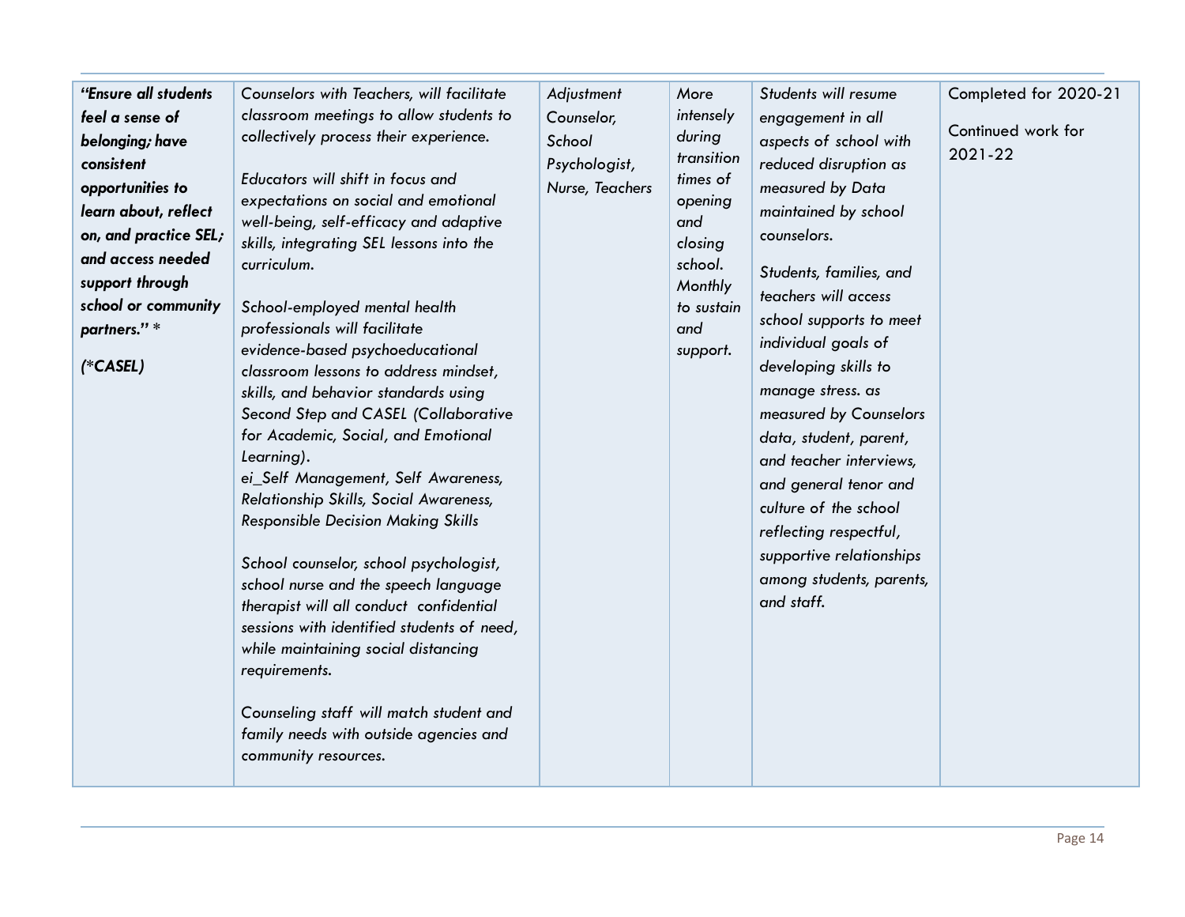| | | | | | |
|---|---|---|---|---|---|
| ***"Ensure all students feel a sense of belonging; have consistent opportunities to learn about, reflect on, and practice SEL; and access needed support through school or community partners."* *** <br><br> ***(*CASEL)*** | *Counselors with Teachers, will facilitate classroom meetings to allow students to collectively process their experience.* <br><br> *Educators will shift in focus and expectations on social and emotional well-being, self-efficacy and adaptive skills, integrating SEL lessons into the curriculum.* <br><br> *School-employed mental health professionals will facilitate evidence-based psychoeducational classroom lessons to address mindset, skills, and behavior standards using Second Step and CASEL (Collaborative for Academic, Social, and Emotional Learning).* <br> *ei_Self Management, Self Awareness, Relationship Skills, Social Awareness, Responsible Decision Making Skills* <br><br> *School counselor, school psychologist, school nurse and the speech language therapist will all conduct confidential sessions with identified students of need, while maintaining social distancing requirements.* <br><br> *Counseling staff will match student and family needs with outside agencies and community resources.* | *Adjustment Counselor, School Psychologist, Nurse, Teachers* | *More intensely during transition times of opening and closing school. Monthly to sustain and support.* | *Students will resume engagement in all aspects of school with reduced disruption as measured by Data maintained by school counselors.* <br><br> *Students, families, and teachers will access school supports to meet individual goals of developing skills to manage stress. as measured by Counselors data, student, parent, and teacher interviews, and general tenor and culture of the school reflecting respectful, supportive relationships among students, parents, and staff.* | Completed for 2020-21 <br><br> Continued work for 2021-22 |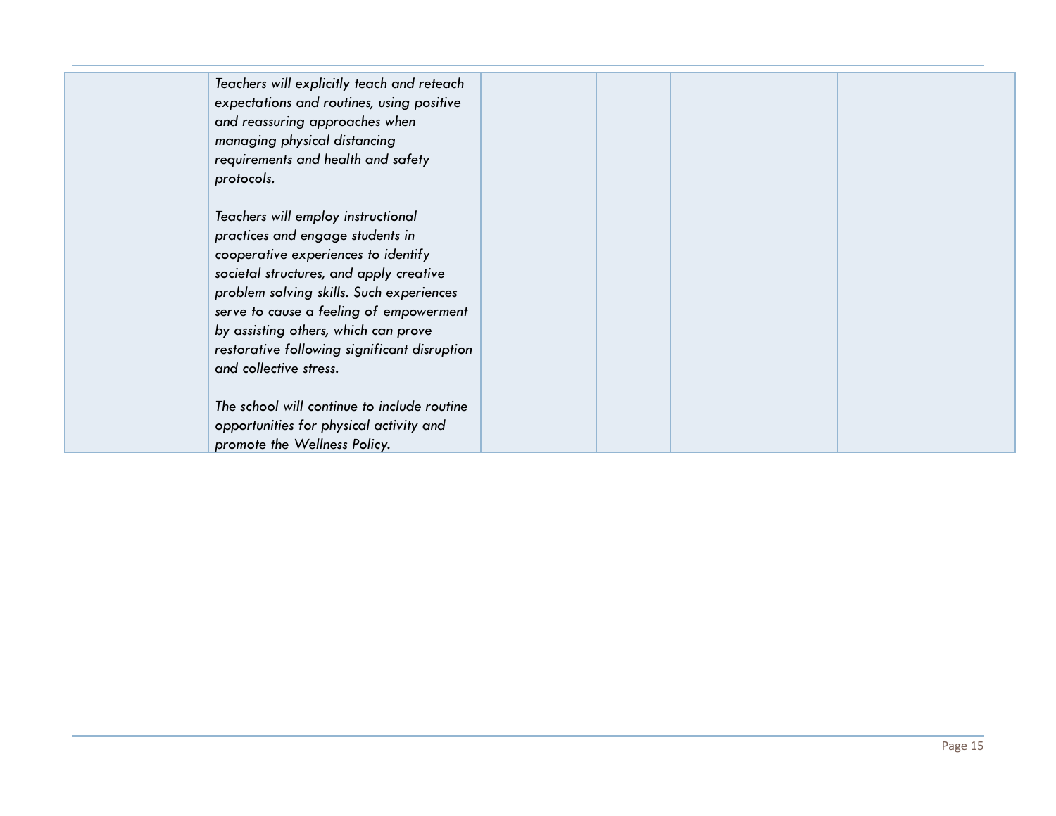|  |  |  |  |  |  |
|---|---|---|---|---|---|
|  | *Teachers will explicitly teach and reteach expectations and routines, using positive and reassuring approaches when managing physical distancing requirements and health and safety protocols.*<br><br>*Teachers will employ instructional practices and engage students in cooperative experiences to identify societal structures, and apply creative problem solving skills. Such experiences serve to cause a feeling of empowerment by assisting others, which can prove restorative following significant disruption and collective stress.*<br><br>*The school will continue to include routine opportunities for physical activity and promote the Wellness Policy.* |  |  |  |  |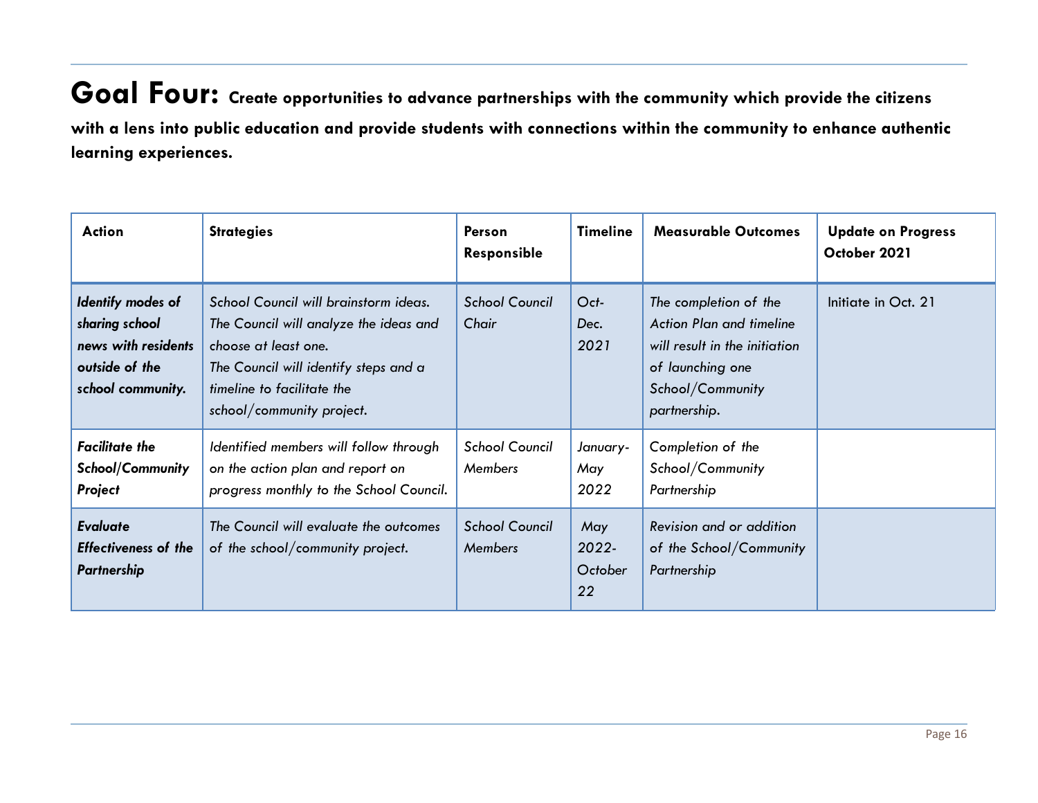# Goal Four: Create opportunities to advance partnerships with the community which provide the citizens with a lens into public education and provide students with connections within the community to enhance authentic learning experiences.

| Action | Strategies | Person Responsible | Timeline | Measurable Outcomes | Update on Progress October 2021 |
|---|---|---|---|---|---|
| ***Identify modes of sharing school news with residents outside of the school community.*** | *School Council will brainstorm ideas.*<br>*The Council will analyze the ideas and choose at least one.*<br>*The Council will identify steps and a timeline to facilitate the school/community project.* | *School Council Chair* | *Oct-Dec. 2021* | *The completion of the Action Plan and timeline will result in the initiation of launching one School/Community partnership.* | Initiate in Oct. 21 |
| ***Facilitate the School/Community Project*** | *Identified members will follow through on the action plan and report on progress monthly to the School Council.* | *School Council Members* | *January-May 2022* | *Completion of the School/Community Partnership* | |
| ***Evaluate Effectiveness of the Partnership*** | *The Council will evaluate the outcomes of the school/community project.* | *School Council Members* | *May 2022-October 22* | *Revision and or addition of the School/Community Partnership* | |